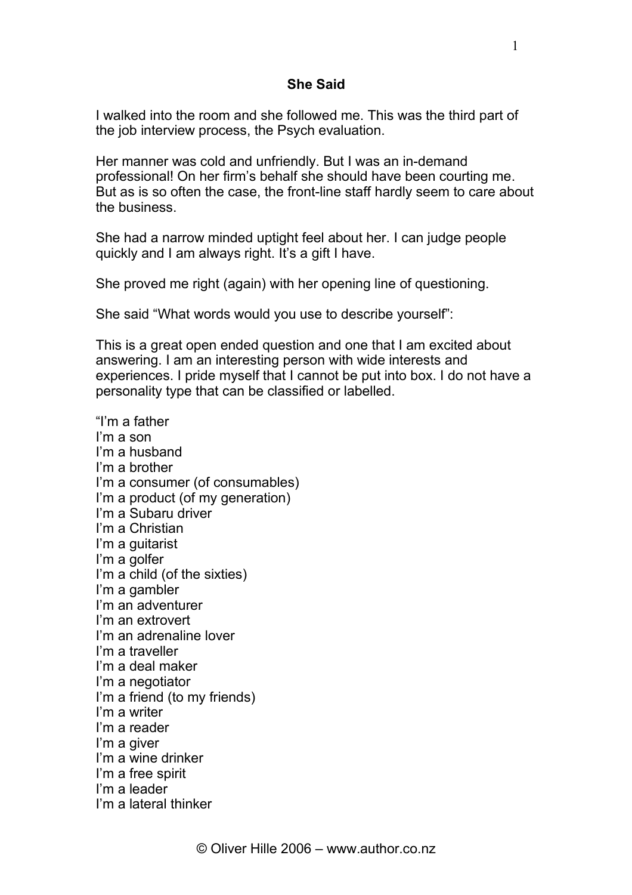## She Said

I walked into the room and she followed me. This was the third part of the job interview process, the Psych evaluation.

Her manner was cold and unfriendly. But I was an in-demand professional! On her firm's behalf she should have been courting me. But as is so often the case, the front-line staff hardly seem to care about the business.

She had a narrow minded uptight feel about her. I can judge people quickly and I am always right. It's a gift I have.

She proved me right (again) with her opening line of questioning.

She said "What words would you use to describe yourself":

This is a great open ended question and one that I am excited about answering. I am an interesting person with wide interests and experiences. I pride myself that I cannot be put into box. I do not have a personality type that can be classified or labelled.

"I'm a father  
I'm a son  
I'm a husband  
I'm a brother  
I'm a consumer (of consumables)  
I'm a product (of my generation)  
I'm a Subaru driver  
I'm a Christian  
I'm a guitarist  
I'm a golfer  
I'm a child (of the sixties)  
I'm a gambler  
I'm an adventurer  
I'm an extrovert  
I'm an adrenaline lover  
I'm a traveller  
I'm a deal maker  
I'm a negotiator  
I'm a friend (to my friends)  
I'm a writer  
I'm a reader  
I'm a giver  
I'm a wine drinker  
I'm a free spirit  
I'm a leader  
I'm a lateral thinker

© Oliver Hille 2006 – www.author.co.nz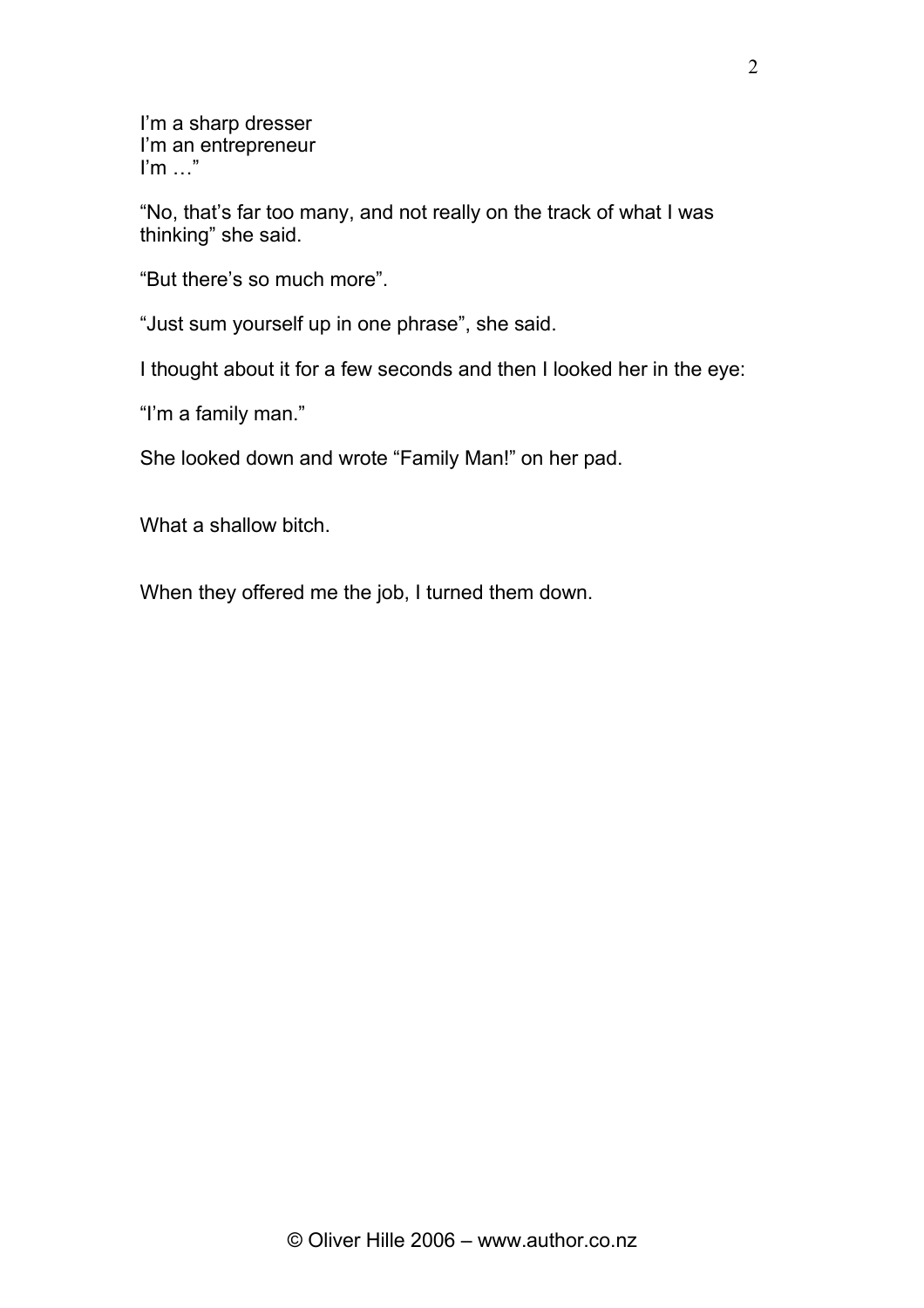I’m a sharp dresser
I’m an entrepreneur
I’m …”

“No, that’s far too many, and not really on the track of what I was thinking” she said.

“But there’s so much more”.

“Just sum yourself up in one phrase”, she said.

I thought about it for a few seconds and then I looked her in the eye:

“I’m a family man.”

She looked down and wrote “Family Man!” on her pad.

What a shallow bitch.

When they offered me the job, I turned them down.

© Oliver Hille 2006 – www.author.co.nz